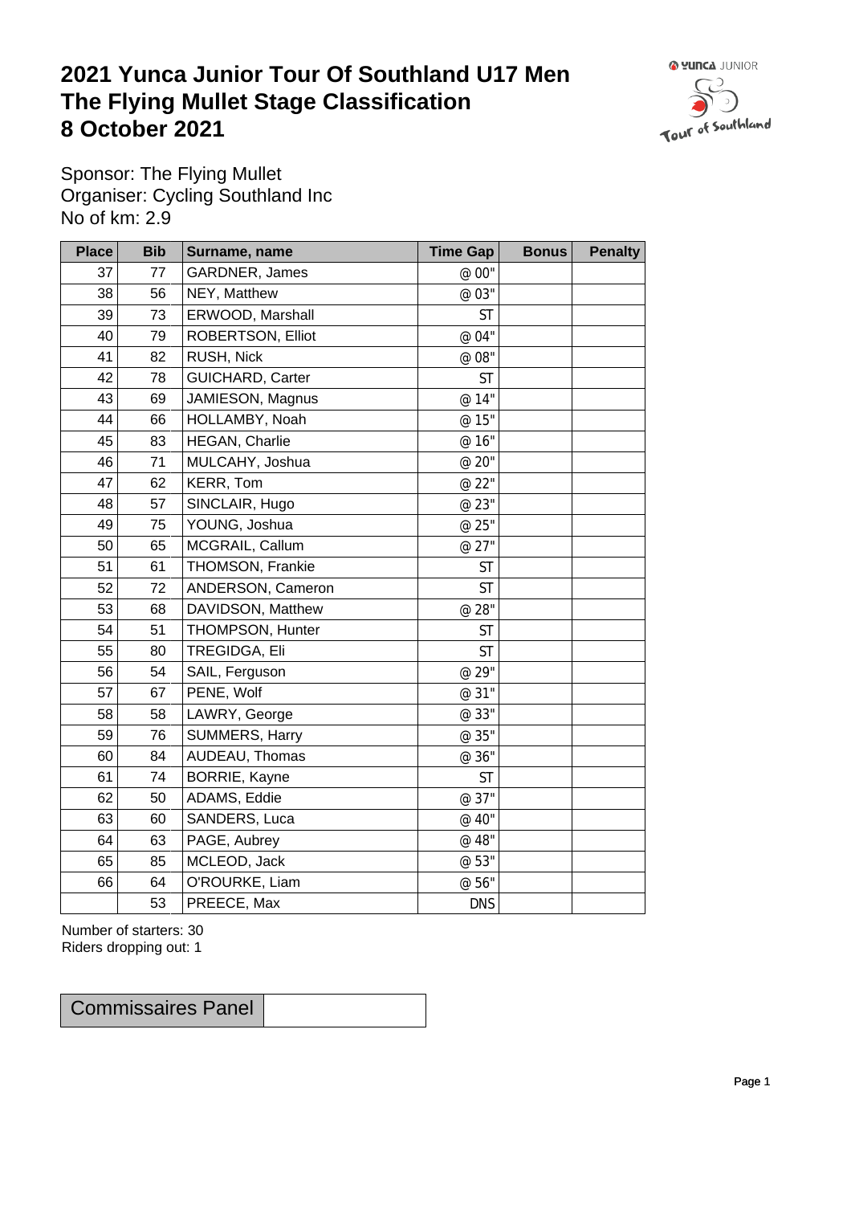# 2021 Yunca Junior Tour Of Southland U17 Men
# The Flying Mullet Stage Classification
# 8 October 2021

Sponsor: The Flying Mullet
Organiser: Cycling Southland Inc
No of km: 2.9

| Place | Bib | Surname, name | Time Gap | Bonus | Penalty |
|---|---|---|---|---|---|
| 37 | 77 | GARDNER, James | @ 00" | | |
| 38 | 56 | NEY, Matthew | @ 03" | | |
| 39 | 73 | ERWOOD, Marshall | ST | | |
| 40 | 79 | ROBERTSON, Elliot | @ 04" | | |
| 41 | 82 | RUSH, Nick | @ 08" | | |
| 42 | 78 | GUICHARD, Carter | ST | | |
| 43 | 69 | JAMIESON, Magnus | @ 14" | | |
| 44 | 66 | HOLLAMBY, Noah | @ 15" | | |
| 45 | 83 | HEGAN, Charlie | @ 16" | | |
| 46 | 71 | MULCAHY, Joshua | @ 20" | | |
| 47 | 62 | KERR, Tom | @ 22" | | |
| 48 | 57 | SINCLAIR, Hugo | @ 23" | | |
| 49 | 75 | YOUNG, Joshua | @ 25" | | |
| 50 | 65 | MCGRAIL, Callum | @ 27" | | |
| 51 | 61 | THOMSON, Frankie | ST | | |
| 52 | 72 | ANDERSON, Cameron | ST | | |
| 53 | 68 | DAVIDSON, Matthew | @ 28" | | |
| 54 | 51 | THOMPSON, Hunter | ST | | |
| 55 | 80 | TREGIDGA, Eli | ST | | |
| 56 | 54 | SAIL, Ferguson | @ 29" | | |
| 57 | 67 | PENE, Wolf | @ 31" | | |
| 58 | 58 | LAWRY, George | @ 33" | | |
| 59 | 76 | SUMMERS, Harry | @ 35" | | |
| 60 | 84 | AUDEAU, Thomas | @ 36" | | |
| 61 | 74 | BORRIE, Kayne | ST | | |
| 62 | 50 | ADAMS, Eddie | @ 37" | | |
| 63 | 60 | SANDERS, Luca | @ 40" | | |
| 64 | 63 | PAGE, Aubrey | @ 48" | | |
| 65 | 85 | MCLEOD, Jack | @ 53" | | |
| 66 | 64 | O'ROURKE, Liam | @ 56" | | |
| | 53 | PREECE, Max | DNS | | |

Number of starters: 30
Riders dropping out: 1

| Commissaires Panel | |
|---|---|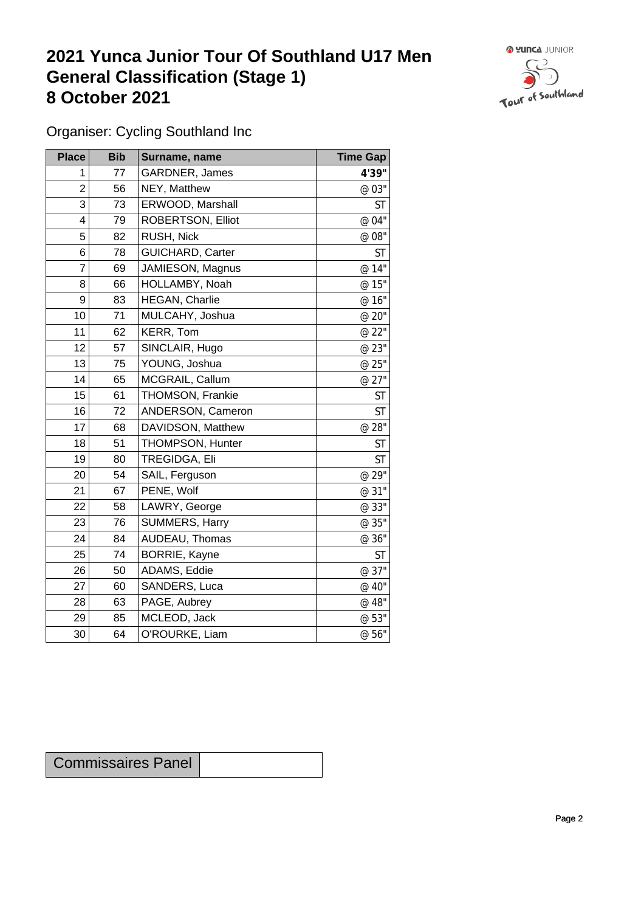# 2021 Yunca Junior Tour Of Southland U17 Men General Classification (Stage 1) 8 October 2021

Organiser: Cycling Southland Inc

| Place | Bib | Surname, name | Time Gap |
|---|---|---|---|
| 1 | 77 | GARDNER, James | **4'39"** |
| 2 | 56 | NEY, Matthew | @ 03" |
| 3 | 73 | ERWOOD, Marshall | ST |
| 4 | 79 | ROBERTSON, Elliot | @ 04" |
| 5 | 82 | RUSH, Nick | @ 08" |
| 6 | 78 | GUICHARD, Carter | ST |
| 7 | 69 | JAMIESON, Magnus | @ 14" |
| 8 | 66 | HOLLAMBY, Noah | @ 15" |
| 9 | 83 | HEGAN, Charlie | @ 16" |
| 10 | 71 | MULCAHY, Joshua | @ 20" |
| 11 | 62 | KERR, Tom | @ 22" |
| 12 | 57 | SINCLAIR, Hugo | @ 23" |
| 13 | 75 | YOUNG, Joshua | @ 25" |
| 14 | 65 | MCGRAIL, Callum | @ 27" |
| 15 | 61 | THOMSON, Frankie | ST |
| 16 | 72 | ANDERSON, Cameron | ST |
| 17 | 68 | DAVIDSON, Matthew | @ 28" |
| 18 | 51 | THOMPSON, Hunter | ST |
| 19 | 80 | TREGIDGA, Eli | ST |
| 20 | 54 | SAIL, Ferguson | @ 29" |
| 21 | 67 | PENE, Wolf | @ 31" |
| 22 | 58 | LAWRY, George | @ 33" |
| 23 | 76 | SUMMERS, Harry | @ 35" |
| 24 | 84 | AUDEAU, Thomas | @ 36" |
| 25 | 74 | BORRIE, Kayne | ST |
| 26 | 50 | ADAMS, Eddie | @ 37" |
| 27 | 60 | SANDERS, Luca | @ 40" |
| 28 | 63 | PAGE, Aubrey | @ 48" |
| 29 | 85 | MCLEOD, Jack | @ 53" |
| 30 | 64 | O'ROURKE, Liam | @ 56" |

| Commissaires Panel | |
|---|---|